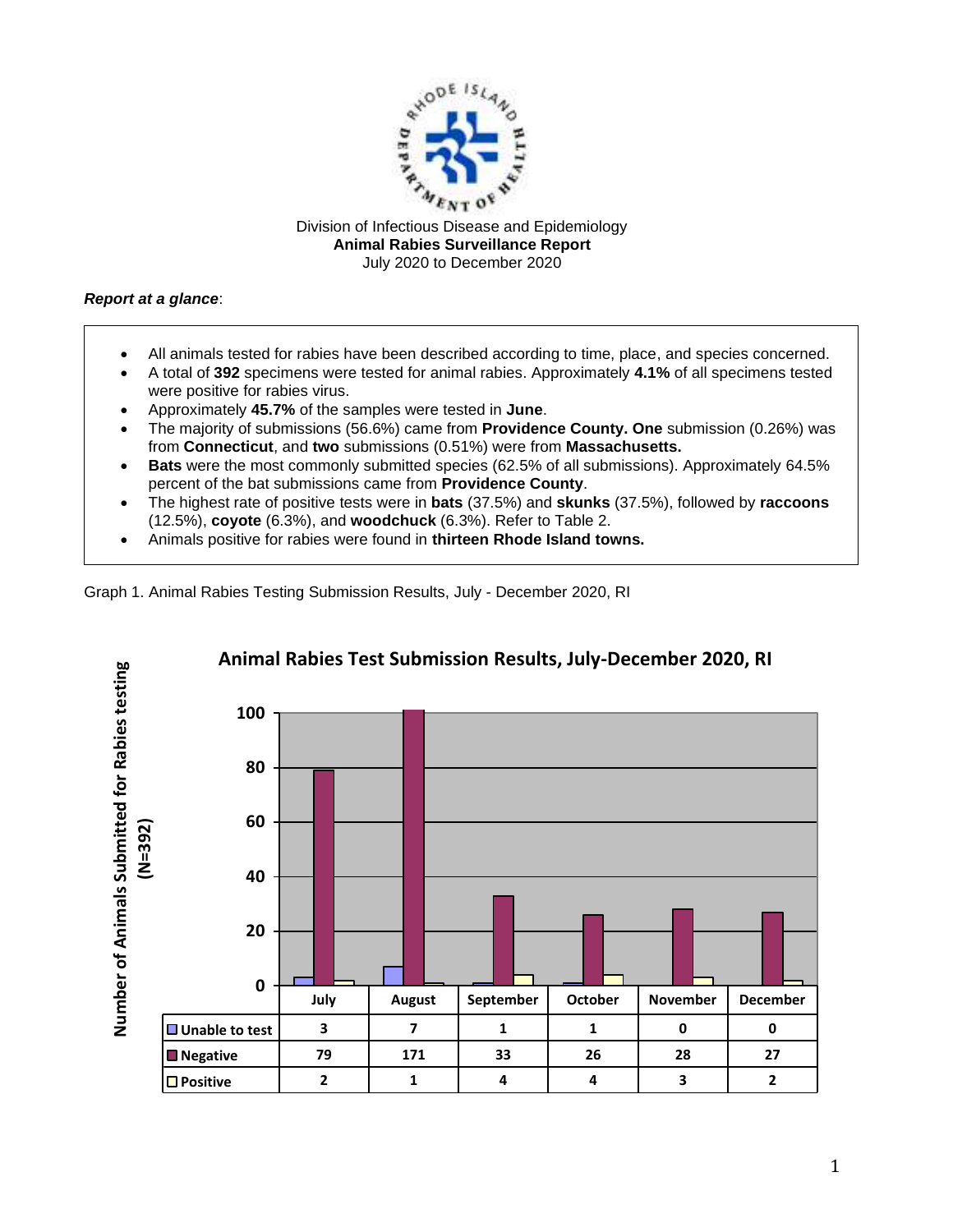Division of Infectious Disease and Epidemiology

**Animal Rabies Surveillance Report**

July 2020 to December 2020

***Report at a glance***:

- All animals tested for rabies have been described according to time, place, and species concerned.
- A total of **392** specimens were tested for animal rabies. Approximately **4.1%** of all specimens tested were positive for rabies virus.
- Approximately **45.7%** of the samples were tested in **June**.
- The majority of submissions (56.6%) came from **Providence County. One** submission (0.26%) was from **Connecticut**, and **two** submissions (0.51%) were from **Massachusetts.**
- **Bats** were the most commonly submitted species (62.5% of all submissions). Approximately 64.5% percent of the bat submissions came from **Providence County**.
- The highest rate of positive tests were in **bats** (37.5%) and **skunks** (37.5%), followed by **raccoons** (12.5%), **coyote** (6.3%), and **woodchuck** (6.3%). Refer to Table 2.
- Animals positive for rabies were found in **thirteen Rhode Island towns.**

Graph 1. Animal Rabies Testing Submission Results, July - December 2020, RI

**Animal Rabies Test Submission Results, July-December 2020, RI**

|  | July | August | September | October | November | December |
|---|---|---|---|---|---|---|
| Unable to test | 3 | 7 | 1 | 1 | 0 | 0 |
| Negative | 79 | 171 | 33 | 26 | 28 | 27 |
| Positive | 2 | 1 | 4 | 4 | 3 | 2 |

Y-axis: Number of Animals Submitted for Rabies testing (N=392)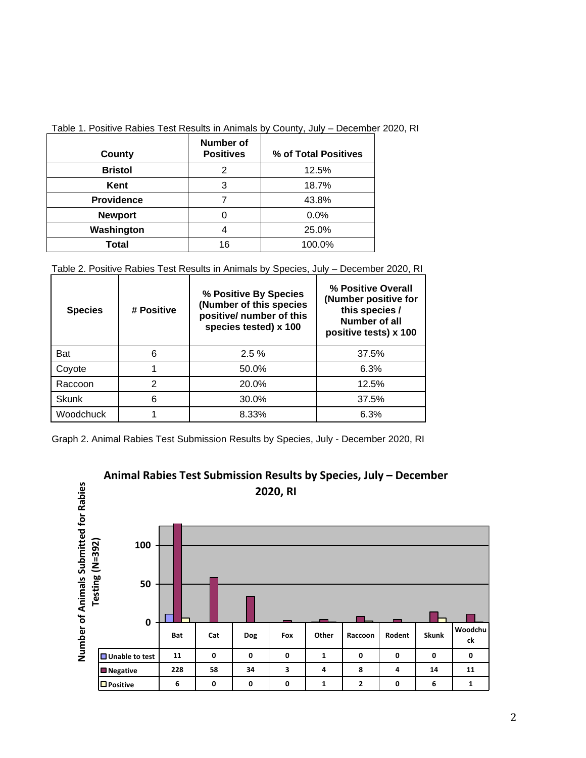Table 1. Positive Rabies Test Results in Animals by County, July – December 2020, RI

| County | Number of Positives | % of Total Positives |
|---|---|---|
| **Bristol** | 2 | 12.5% |
| **Kent** | 3 | 18.7% |
| **Providence** | 7 | 43.8% |
| **Newport** | 0 | 0.0% |
| **Washington** | 4 | 25.0% |
| **Total** | 16 | 100.0% |

Table 2. Positive Rabies Test Results in Animals by Species, July – December 2020, RI

| Species | # Positive | % Positive By Species (Number of this species positive/ number of this species tested) x 100 | % Positive Overall (Number positive for this species / Number of all positive tests) x 100 |
|---|---|---|---|
| Bat | 6 | 2.5 % | 37.5% |
| Coyote | 1 | 50.0% | 6.3% |
| Raccoon | 2 | 20.0% | 12.5% |
| Skunk | 6 | 30.0% | 37.5% |
| Woodchuck | 1 | 8.33% | 6.3% |

Graph 2. Animal Rabies Test Submission Results by Species, July - December 2020, RI

**Animal Rabies Test Submission Results by Species, July – December 2020, RI**

Number of Animals Submitted for Rabies Testing (N=392)

| | Bat | Cat | Dog | Fox | Other | Raccoon | Rodent | Skunk | Woodchuck |
|---|---|---|---|---|---|---|---|---|---|
| Unable to test | 11 | 0 | 0 | 0 | 1 | 0 | 0 | 0 | 0 |
| Negative | 228 | 58 | 34 | 3 | 4 | 8 | 4 | 14 | 11 |
| Positive | 6 | 0 | 0 | 0 | 1 | 2 | 0 | 6 | 1 |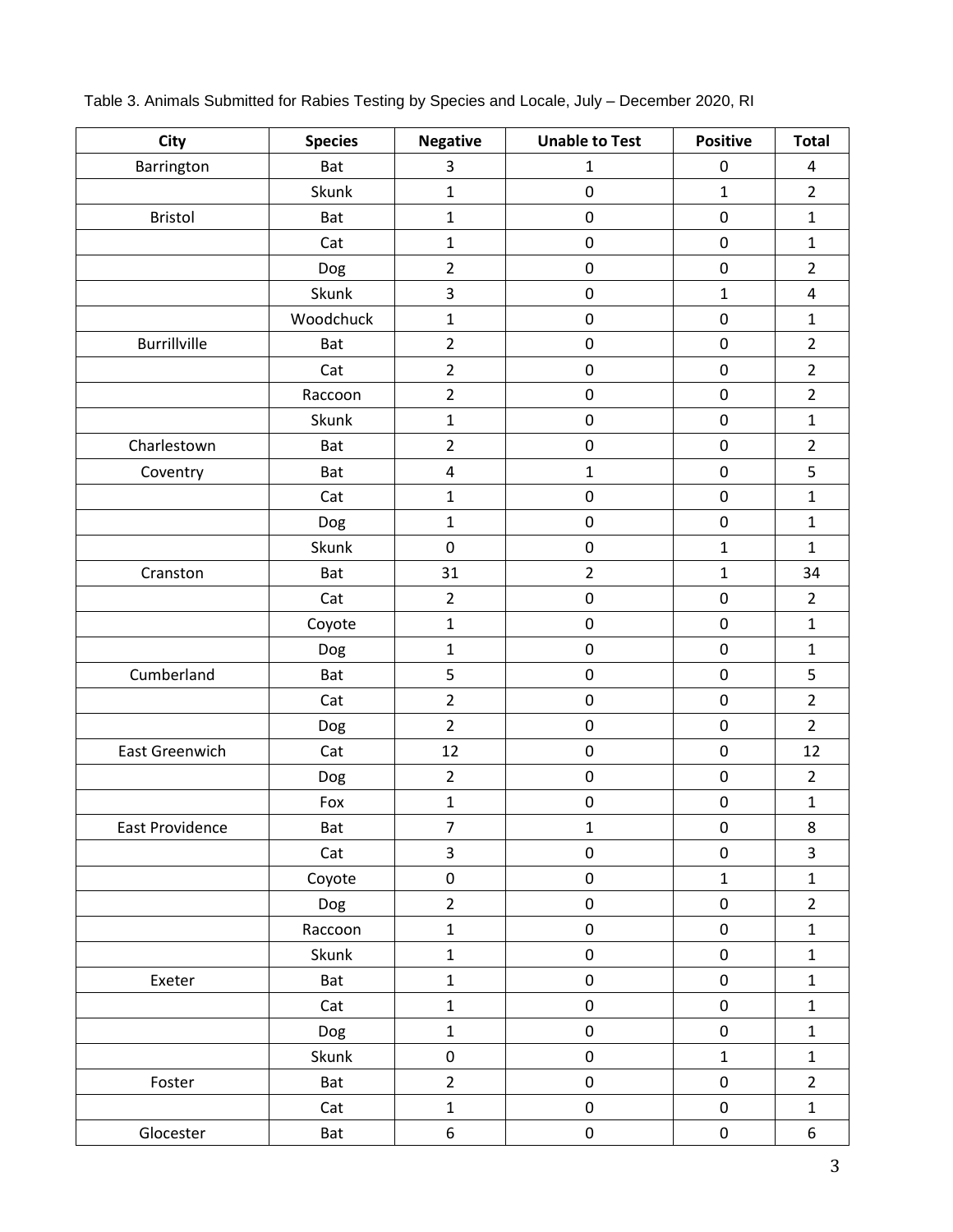Table 3. Animals Submitted for Rabies Testing by Species and Locale, July – December 2020, RI

| City | Species | Negative | Unable to Test | Positive | Total |
|---|---|---|---|---|---|
| Barrington | Bat | 3 | 1 | 0 | 4 |
| | Skunk | 1 | 0 | 1 | 2 |
| Bristol | Bat | 1 | 0 | 0 | 1 |
| | Cat | 1 | 0 | 0 | 1 |
| | Dog | 2 | 0 | 0 | 2 |
| | Skunk | 3 | 0 | 1 | 4 |
| | Woodchuck | 1 | 0 | 0 | 1 |
| Burrillville | Bat | 2 | 0 | 0 | 2 |
| | Cat | 2 | 0 | 0 | 2 |
| | Raccoon | 2 | 0 | 0 | 2 |
| | Skunk | 1 | 0 | 0 | 1 |
| Charlestown | Bat | 2 | 0 | 0 | 2 |
| Coventry | Bat | 4 | 1 | 0 | 5 |
| | Cat | 1 | 0 | 0 | 1 |
| | Dog | 1 | 0 | 0 | 1 |
| | Skunk | 0 | 0 | 1 | 1 |
| Cranston | Bat | 31 | 2 | 1 | 34 |
| | Cat | 2 | 0 | 0 | 2 |
| | Coyote | 1 | 0 | 0 | 1 |
| | Dog | 1 | 0 | 0 | 1 |
| Cumberland | Bat | 5 | 0 | 0 | 5 |
| | Cat | 2 | 0 | 0 | 2 |
| | Dog | 2 | 0 | 0 | 2 |
| East Greenwich | Cat | 12 | 0 | 0 | 12 |
| | Dog | 2 | 0 | 0 | 2 |
| | Fox | 1 | 0 | 0 | 1 |
| East Providence | Bat | 7 | 1 | 0 | 8 |
| | Cat | 3 | 0 | 0 | 3 |
| | Coyote | 0 | 0 | 1 | 1 |
| | Dog | 2 | 0 | 0 | 2 |
| | Raccoon | 1 | 0 | 0 | 1 |
| | Skunk | 1 | 0 | 0 | 1 |
| Exeter | Bat | 1 | 0 | 0 | 1 |
| | Cat | 1 | 0 | 0 | 1 |
| | Dog | 1 | 0 | 0 | 1 |
| | Skunk | 0 | 0 | 1 | 1 |
| Foster | Bat | 2 | 0 | 0 | 2 |
| | Cat | 1 | 0 | 0 | 1 |
| Glocester | Bat | 6 | 0 | 0 | 6 |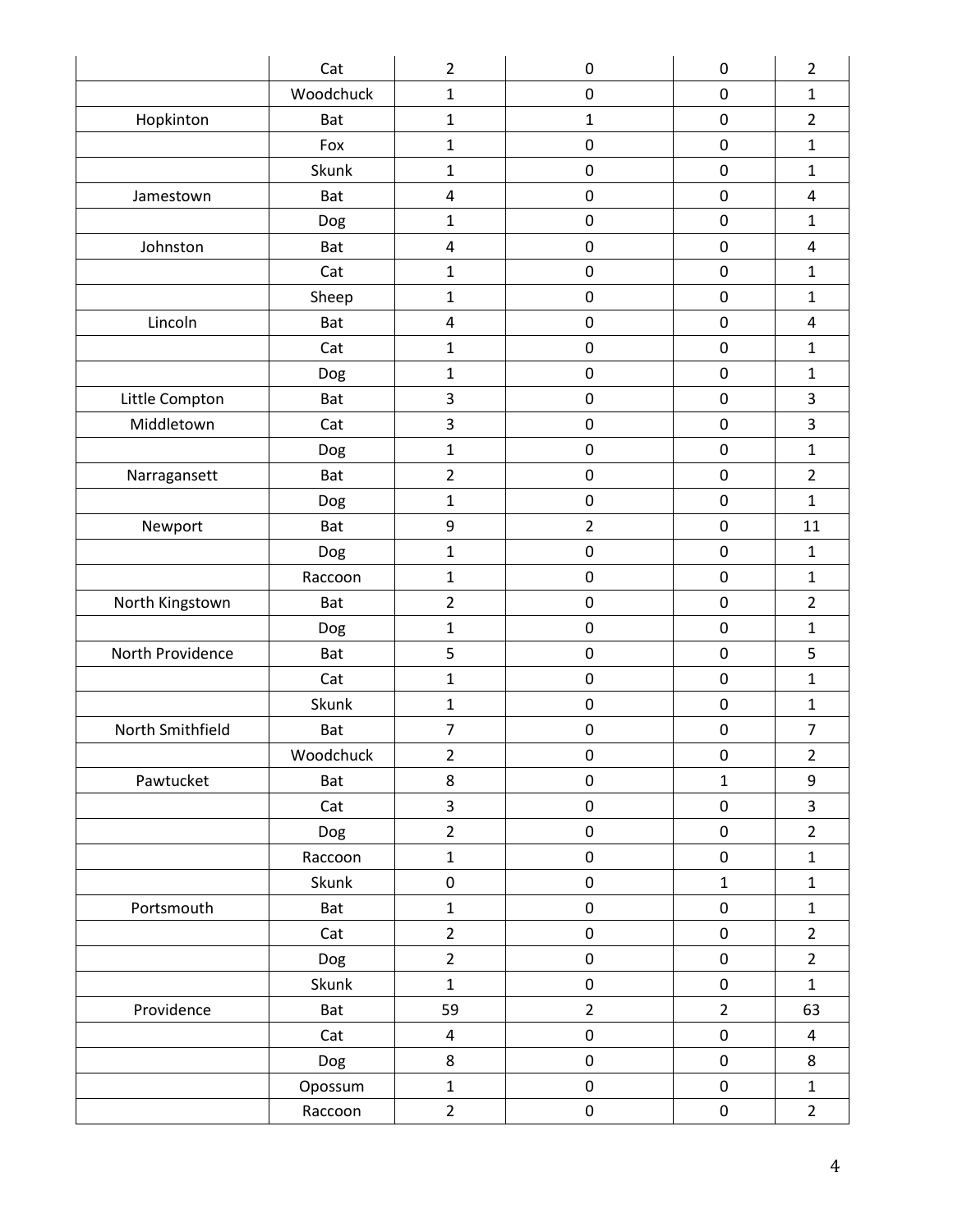| | | | | | |
|---|---|---|---|---|---|
| | Cat | 2 | 0 | 0 | 2 |
| | Woodchuck | 1 | 0 | 0 | 1 |
| Hopkinton | Bat | 1 | 1 | 0 | 2 |
| | Fox | 1 | 0 | 0 | 1 |
| | Skunk | 1 | 0 | 0 | 1 |
| Jamestown | Bat | 4 | 0 | 0 | 4 |
| | Dog | 1 | 0 | 0 | 1 |
| Johnston | Bat | 4 | 0 | 0 | 4 |
| | Cat | 1 | 0 | 0 | 1 |
| | Sheep | 1 | 0 | 0 | 1 |
| Lincoln | Bat | 4 | 0 | 0 | 4 |
| | Cat | 1 | 0 | 0 | 1 |
| | Dog | 1 | 0 | 0 | 1 |
| Little Compton | Bat | 3 | 0 | 0 | 3 |
| Middletown | Cat | 3 | 0 | 0 | 3 |
| | Dog | 1 | 0 | 0 | 1 |
| Narragansett | Bat | 2 | 0 | 0 | 2 |
| | Dog | 1 | 0 | 0 | 1 |
| Newport | Bat | 9 | 2 | 0 | 11 |
| | Dog | 1 | 0 | 0 | 1 |
| | Raccoon | 1 | 0 | 0 | 1 |
| North Kingstown | Bat | 2 | 0 | 0 | 2 |
| | Dog | 1 | 0 | 0 | 1 |
| North Providence | Bat | 5 | 0 | 0 | 5 |
| | Cat | 1 | 0 | 0 | 1 |
| | Skunk | 1 | 0 | 0 | 1 |
| North Smithfield | Bat | 7 | 0 | 0 | 7 |
| | Woodchuck | 2 | 0 | 0 | 2 |
| Pawtucket | Bat | 8 | 0 | 1 | 9 |
| | Cat | 3 | 0 | 0 | 3 |
| | Dog | 2 | 0 | 0 | 2 |
| | Raccoon | 1 | 0 | 0 | 1 |
| | Skunk | 0 | 0 | 1 | 1 |
| Portsmouth | Bat | 1 | 0 | 0 | 1 |
| | Cat | 2 | 0 | 0 | 2 |
| | Dog | 2 | 0 | 0 | 2 |
| | Skunk | 1 | 0 | 0 | 1 |
| Providence | Bat | 59 | 2 | 2 | 63 |
| | Cat | 4 | 0 | 0 | 4 |
| | Dog | 8 | 0 | 0 | 8 |
| | Opossum | 1 | 0 | 0 | 1 |
| | Raccoon | 2 | 0 | 0 | 2 |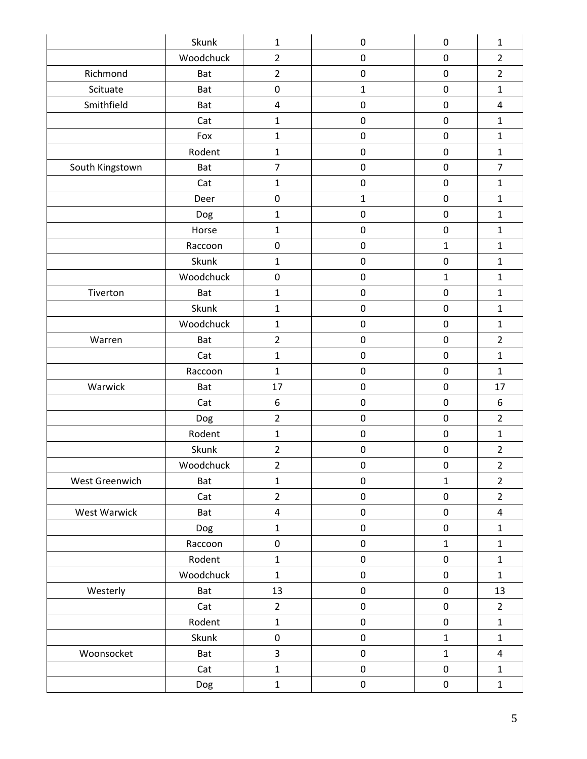| | | | | | |
|---|---|---|---|---|---|
| | Skunk | 1 | 0 | 0 | 1 |
| | Woodchuck | 2 | 0 | 0 | 2 |
| Richmond | Bat | 2 | 0 | 0 | 2 |
| Scituate | Bat | 0 | 1 | 0 | 1 |
| Smithfield | Bat | 4 | 0 | 0 | 4 |
| | Cat | 1 | 0 | 0 | 1 |
| | Fox | 1 | 0 | 0 | 1 |
| | Rodent | 1 | 0 | 0 | 1 |
| South Kingstown | Bat | 7 | 0 | 0 | 7 |
| | Cat | 1 | 0 | 0 | 1 |
| | Deer | 0 | 1 | 0 | 1 |
| | Dog | 1 | 0 | 0 | 1 |
| | Horse | 1 | 0 | 0 | 1 |
| | Raccoon | 0 | 0 | 1 | 1 |
| | Skunk | 1 | 0 | 0 | 1 |
| | Woodchuck | 0 | 0 | 1 | 1 |
| Tiverton | Bat | 1 | 0 | 0 | 1 |
| | Skunk | 1 | 0 | 0 | 1 |
| | Woodchuck | 1 | 0 | 0 | 1 |
| Warren | Bat | 2 | 0 | 0 | 2 |
| | Cat | 1 | 0 | 0 | 1 |
| | Raccoon | 1 | 0 | 0 | 1 |
| Warwick | Bat | 17 | 0 | 0 | 17 |
| | Cat | 6 | 0 | 0 | 6 |
| | Dog | 2 | 0 | 0 | 2 |
| | Rodent | 1 | 0 | 0 | 1 |
| | Skunk | 2 | 0 | 0 | 2 |
| | Woodchuck | 2 | 0 | 0 | 2 |
| West Greenwich | Bat | 1 | 0 | 1 | 2 |
| | Cat | 2 | 0 | 0 | 2 |
| West Warwick | Bat | 4 | 0 | 0 | 4 |
| | Dog | 1 | 0 | 0 | 1 |
| | Raccoon | 0 | 0 | 1 | 1 |
| | Rodent | 1 | 0 | 0 | 1 |
| | Woodchuck | 1 | 0 | 0 | 1 |
| Westerly | Bat | 13 | 0 | 0 | 13 |
| | Cat | 2 | 0 | 0 | 2 |
| | Rodent | 1 | 0 | 0 | 1 |
| | Skunk | 0 | 0 | 1 | 1 |
| Woonsocket | Bat | 3 | 0 | 1 | 4 |
| | Cat | 1 | 0 | 0 | 1 |
| | Dog | 1 | 0 | 0 | 1 |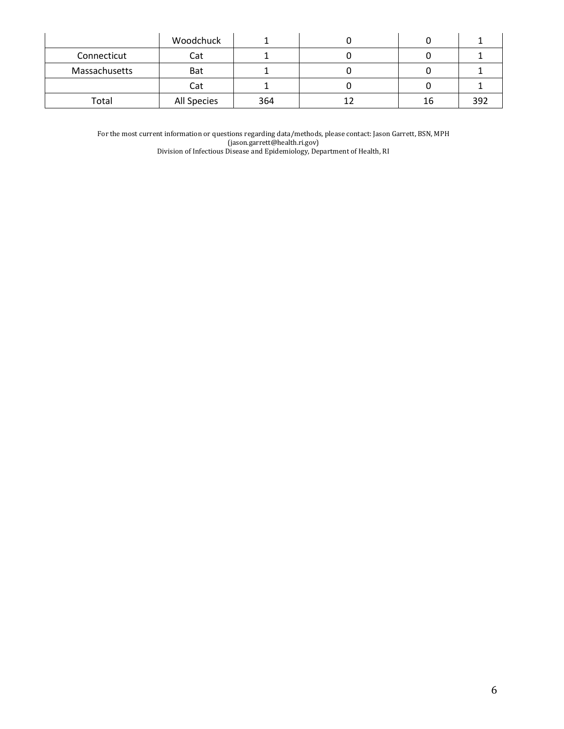| | | | | | |
|---|---|---|---|---|---|
| | Woodchuck | 1 | 0 | 0 | 1 |
| Connecticut | Cat | 1 | 0 | 0 | 1 |
| Massachusetts | Bat | 1 | 0 | 0 | 1 |
| | Cat | 1 | 0 | 0 | 1 |
| Total | All Species | 364 | 12 | 16 | 392 |

For the most current information or questions regarding data/methods, please contact: Jason Garrett, BSN, MPH (jason.garrett@health.ri.gov)
Division of Infectious Disease and Epidemiology, Department of Health, RI